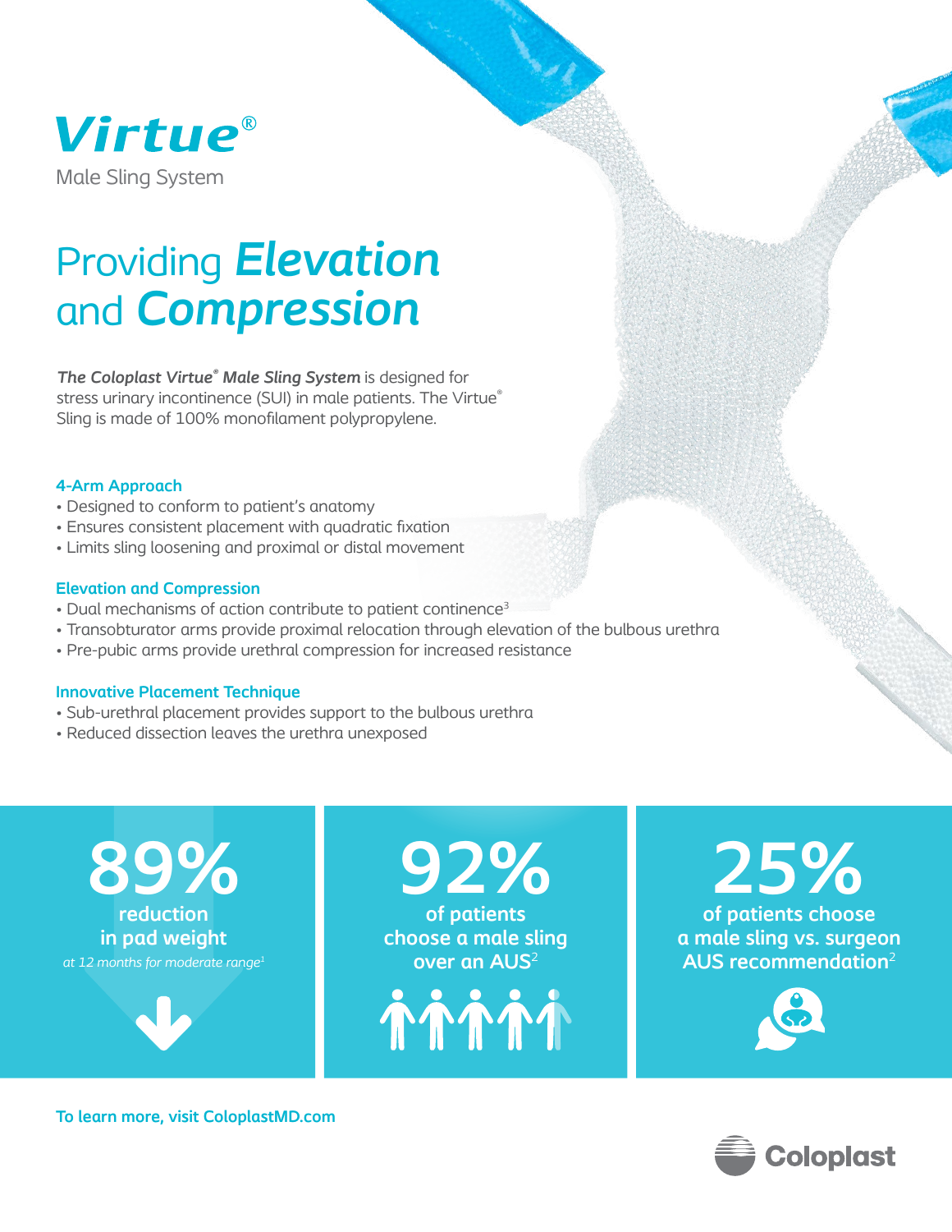# Virtue®

Male Sling System

## Providing ***Elevation*** and ***Compression***

***The Coloplast Virtue® Male Sling System*** is designed for stress urinary incontinence (SUI) in male patients. The Virtue® Sling is made of 100% monofilament polypropylene.

### 4-Arm Approach

- Designed to conform to patient's anatomy
- Ensures consistent placement with quadratic fixation
- Limits sling loosening and proximal or distal movement

### Elevation and Compression

- Dual mechanisms of action contribute to patient continence[3]
- Transobturator arms provide proximal relocation through elevation of the bulbous urethra
- Pre-pubic arms provide urethral compression for increased resistance

### Innovative Placement Technique

- Sub-urethral placement provides support to the bulbous urethra
- Reduced dissection leaves the urethra unexposed

**89%** reduction in pad weight

*at 12 months for moderate range*[1]

**92%** of patients choose a male sling over an AUS[2]

**25%** of patients choose a male sling vs. surgeon AUS recommendation[2]

**To learn more, visit ColoplastMD.com**

Coloplast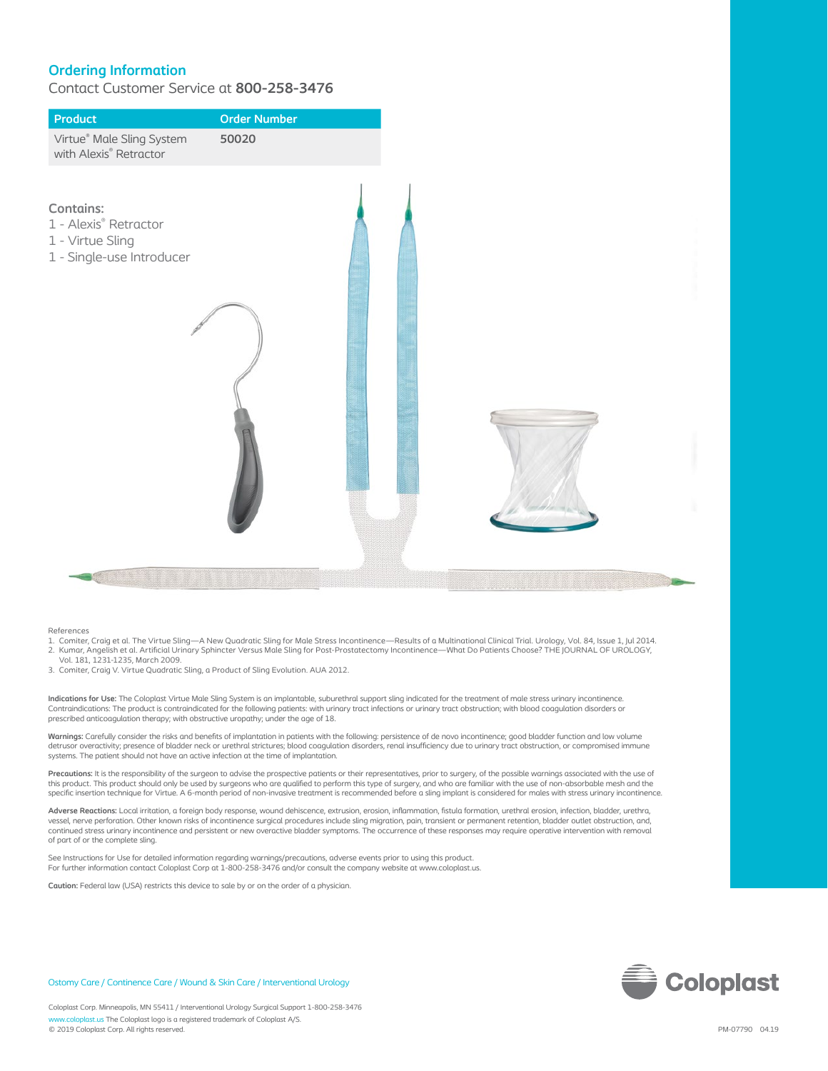## Ordering Information

Contact Customer Service at **800-258-3476**

| Product | Order Number |
|---|---|
| Virtue® Male Sling System with Alexis® Retractor | **50020** |

**Contains:**

1 - Alexis® Retractor
1 - Virtue Sling
1 - Single-use Introducer

References

1. Comiter, Craig et al. The Virtue Sling—A New Quadratic Sling for Male Stress Incontinence—Results of a Multinational Clinical Trial. Urology, Vol. 84, Issue 1, Jul 2014.
2. Kumar, Angelish et al. Artificial Urinary Sphincter Versus Male Sling for Post-Prostatectomy Incontinence—What Do Patients Choose? THE JOURNAL OF UROLOGY, Vol. 181, 1231-1235, March 2009.
3. Comiter, Craig V. Virtue Quadratic Sling, a Product of Sling Evolution. AUA 2012.

**Indications for Use:** The Coloplast Virtue Male Sling System is an implantable, suburethral support sling indicated for the treatment of male stress urinary incontinence. Contraindications: The product is contraindicated for the following patients: with urinary tract infections or urinary tract obstruction; with blood coagulation disorders or prescribed anticoagulation therapy; with obstructive uropathy; under the age of 18.

**Warnings:** Carefully consider the risks and benefits of implantation in patients with the following: persistence of de novo incontinence; good bladder function and low volume detrusor overactivity; presence of bladder neck or urethral strictures; blood coagulation disorders, renal insufficiency due to urinary tract obstruction, or compromised immune systems. The patient should not have an active infection at the time of implantation.

**Precautions:** It is the responsibility of the surgeon to advise the prospective patients or their representatives, prior to surgery, of the possible warnings associated with the use of this product. This product should only be used by surgeons who are qualified to perform this type of surgery, and who are familiar with the use of non-absorbable mesh and the specific insertion technique for Virtue. A 6-month period of non-invasive treatment is recommended before a sling implant is considered for males with stress urinary incontinence.

**Adverse Reactions:** Local irritation, a foreign body response, wound dehiscence, extrusion, erosion, inflammation, fistula formation, urethral erosion, infection, bladder, urethra, vessel, nerve perforation. Other known risks of incontinence surgical procedures include sling migration, pain, transient or permanent retention, bladder outlet obstruction, and, continued stress urinary incontinence and persistent or new overactive bladder symptoms. The occurrence of these responses may require operative intervention with removal of part of or the complete sling.

See Instructions for Use for detailed information regarding warnings/precautions, adverse events prior to using this product.
For further information contact Coloplast Corp at 1-800-258-3476 and/or consult the company website at www.coloplast.us.

**Caution:** Federal law (USA) restricts this device to sale by or on the order of a physician.

Ostomy Care / Continence Care / Wound & Skin Care / Interventional Urology

Coloplast Corp. Minneapolis, MN 55411 / Interventional Urology Surgical Support 1-800-258-3476
www.coloplast.us The Coloplast logo is a registered trademark of Coloplast A/S.
© 2019 Coloplast Corp. All rights reserved.

PM-07790 04.19